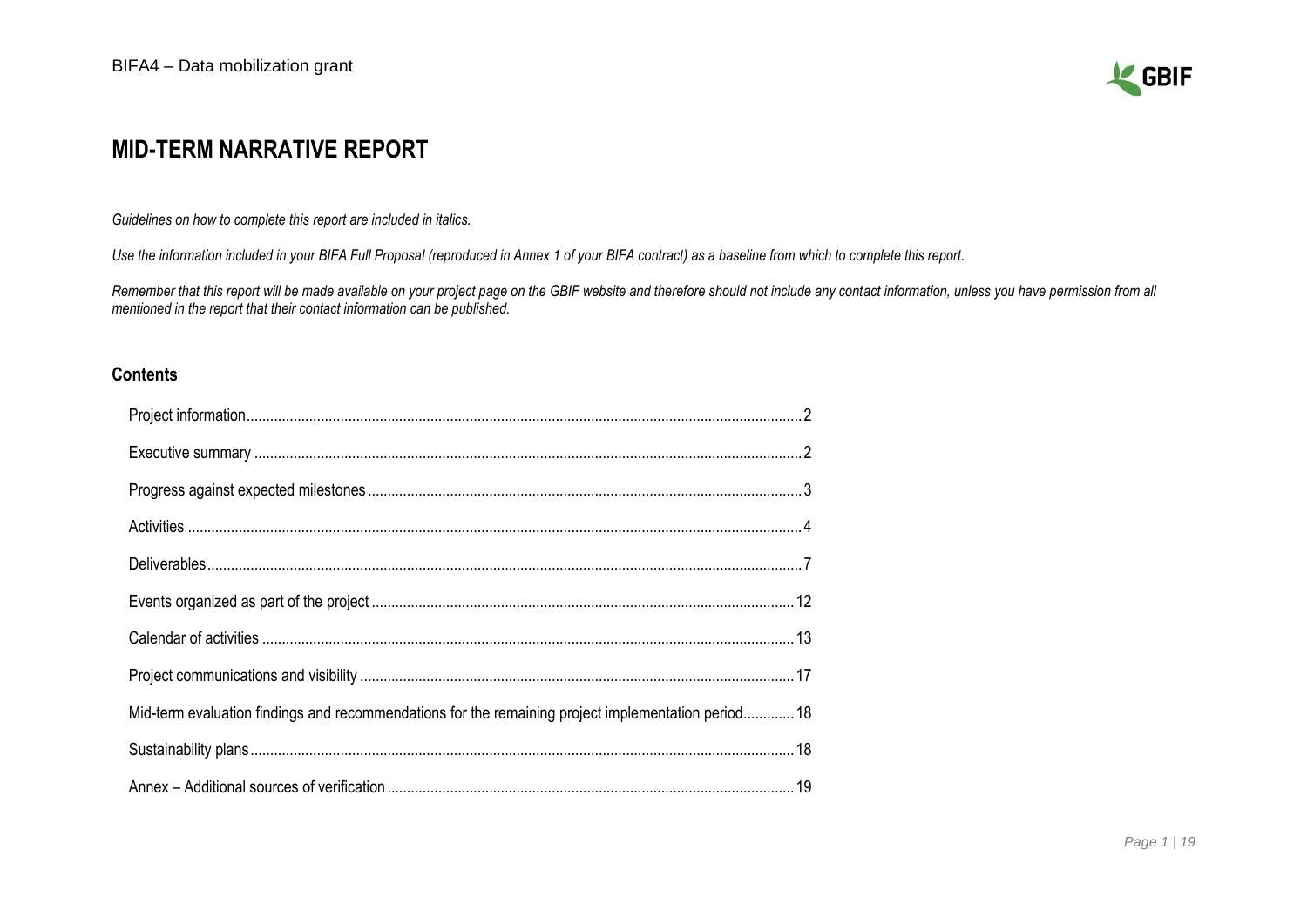# MID-TERM NARRATIVE REPORT

*Guidelines on how to complete this report are included in italics.*

*Use the information included in your BIFA Full Proposal (reproduced in Annex 1 of your BIFA contract) as a baseline from which to complete this report.*

*Remember that this report will be made available on your project page on the GBIF website and therefore should not include any contact information, unless you have permission from all mentioned in the report that their contact information can be published.*

## Contents

- Project information ........ 2
- Executive summary ........ 2
- Progress against expected milestones ........ 3
- Activities ........ 4
- Deliverables ........ 7
- Events organized as part of the project ........ 12
- Calendar of activities ........ 13
- Project communications and visibility ........ 17
- Mid-term evaluation findings and recommendations for the remaining project implementation period ........ 18
- Sustainability plans ........ 18
- Annex – Additional sources of verification ........ 19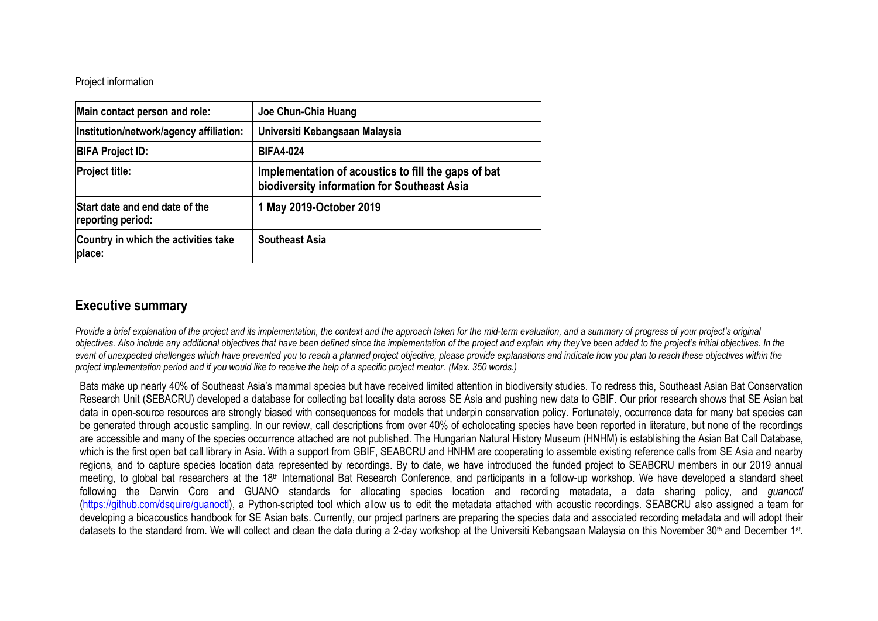Project information

| Main contact person and role: | Joe Chun-Chia Huang |
|---|---|
| Institution/network/agency affiliation: | Universiti Kebangsaan Malaysia |
| BIFA Project ID: | BIFA4-024 |
| Project title: | Implementation of acoustics to fill the gaps of bat biodiversity information for Southeast Asia |
| Start date and end date of the reporting period: | 1 May 2019-October 2019 |
| Country in which the activities take place: | Southeast Asia |

## Executive summary

*Provide a brief explanation of the project and its implementation, the context and the approach taken for the mid-term evaluation, and a summary of progress of your project's original objectives. Also include any additional objectives that have been defined since the implementation of the project and explain why they've been added to the project's initial objectives. In the event of unexpected challenges which have prevented you to reach a planned project objective, please provide explanations and indicate how you plan to reach these objectives within the project implementation period and if you would like to receive the help of a specific project mentor. (Max. 350 words.)*

Bats make up nearly 40% of Southeast Asia's mammal species but have received limited attention in biodiversity studies. To redress this, Southeast Asian Bat Conservation Research Unit (SEBACRU) developed a database for collecting bat locality data across SE Asia and pushing new data to GBIF. Our prior research shows that SE Asian bat data in open-source resources are strongly biased with consequences for models that underpin conservation policy. Fortunately, occurrence data for many bat species can be generated through acoustic sampling. In our review, call descriptions from over 40% of echolocating species have been reported in literature, but none of the recordings are accessible and many of the species occurrence attached are not published. The Hungarian Natural History Museum (HNHM) is establishing the Asian Bat Call Database, which is the first open bat call library in Asia. With a support from GBIF, SEABCRU and HNHM are cooperating to assemble existing reference calls from SE Asia and nearby regions, and to capture species location data represented by recordings. By to date, we have introduced the funded project to SEABCRU members in our 2019 annual meeting, to global bat researchers at the 18th International Bat Research Conference, and participants in a follow-up workshop. We have developed a standard sheet following the Darwin Core and GUANO standards for allocating species location and recording metadata, a data sharing policy, and *guanoctl* (https://github.com/dsquire/guanoctl), a Python-scripted tool which allow us to edit the metadata attached with acoustic recordings. SEABCRU also assigned a team for developing a bioacoustics handbook for SE Asian bats. Currently, our project partners are preparing the species data and associated recording metadata and will adopt their datasets to the standard from. We will collect and clean the data during a 2-day workshop at the Universiti Kebangsaan Malaysia on this November 30th and December 1st.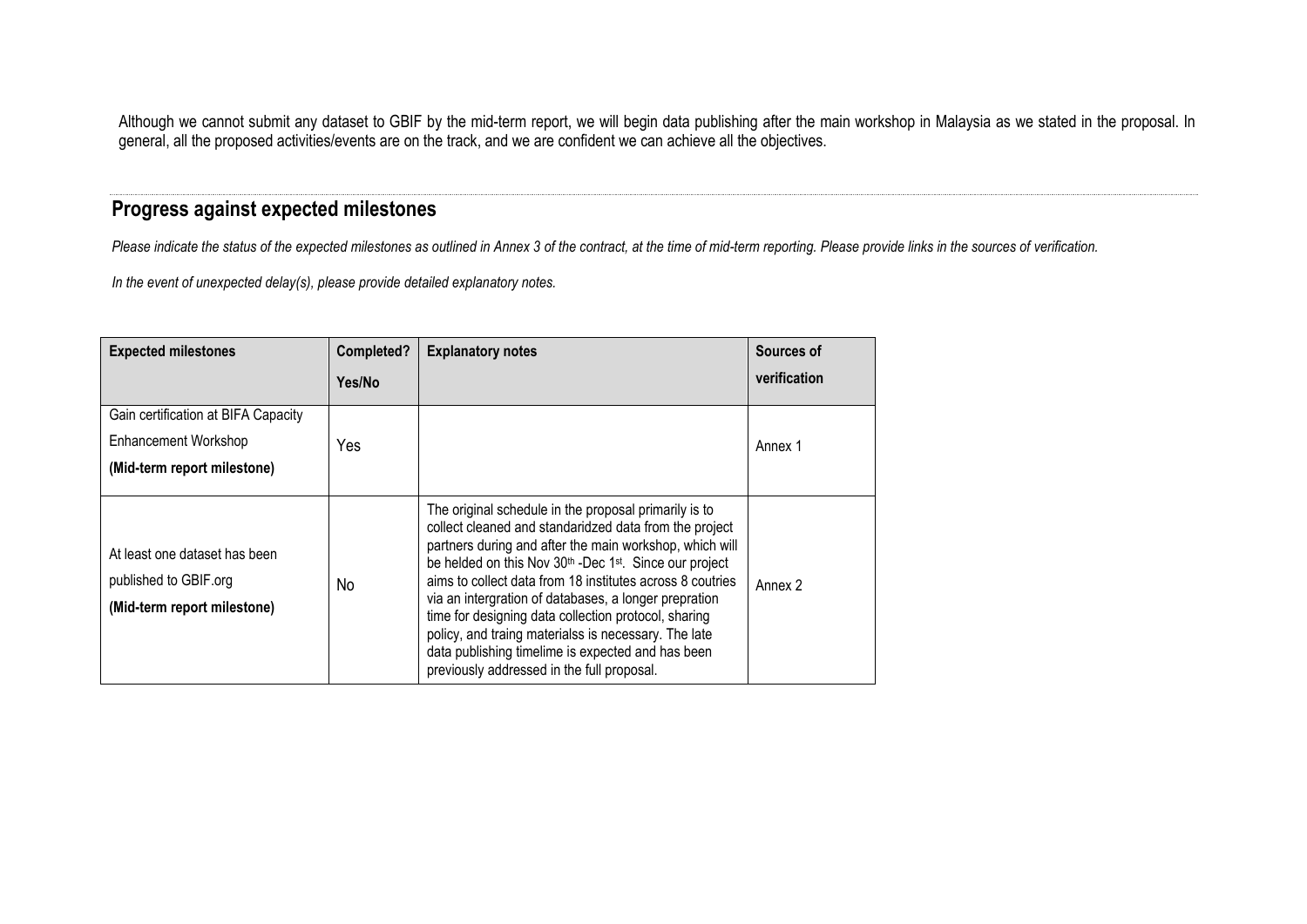Although we cannot submit any dataset to GBIF by the mid-term report, we will begin data publishing after the main workshop in Malaysia as we stated in the proposal. In general, all the proposed activities/events are on the track, and we are confident we can achieve all the objectives.

## Progress against expected milestones

*Please indicate the status of the expected milestones as outlined in Annex 3 of the contract, at the time of mid-term reporting. Please provide links in the sources of verification.*

*In the event of unexpected delay(s), please provide detailed explanatory notes.*

| Expected milestones | Completed? Yes/No | Explanatory notes | Sources of verification |
|---|---|---|---|
| Gain certification at BIFA Capacity Enhancement Workshop **(Mid-term report milestone)** | Yes | | Annex 1 |
| At least one dataset has been published to GBIF.org **(Mid-term report milestone)** | No | The original schedule in the proposal primarily is to collect cleaned and standaridzed data from the project partners during and after the main workshop, which will be helded on this Nov 30th -Dec 1st. Since our project aims to collect data from 18 institutes across 8 coutries via an intergration of databases, a longer prepration time for designing data collection protocol, sharing policy, and traing materialss is necessary. The late data publishing timelime is expected and has been previously addressed in the full proposal. | Annex 2 |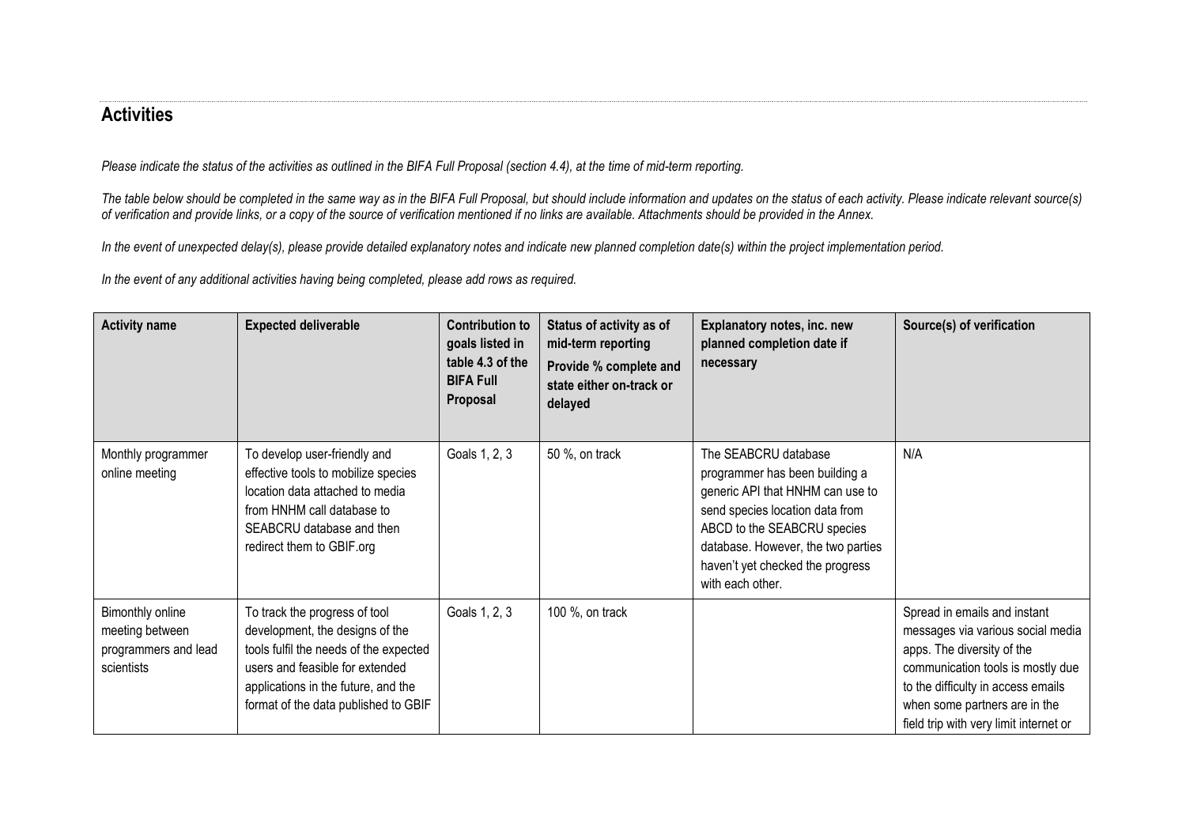## Activities

*Please indicate the status of the activities as outlined in the BIFA Full Proposal (section 4.4), at the time of mid-term reporting.*

*The table below should be completed in the same way as in the BIFA Full Proposal, but should include information and updates on the status of each activity. Please indicate relevant source(s) of verification and provide links, or a copy of the source of verification mentioned if no links are available. Attachments should be provided in the Annex.*

*In the event of unexpected delay(s), please provide detailed explanatory notes and indicate new planned completion date(s) within the project implementation period.*

*In the event of any additional activities having being completed, please add rows as required.*

| Activity name | Expected deliverable | Contribution to goals listed in table 4.3 of the BIFA Full Proposal | Status of activity as of mid-term reporting<br>Provide % complete and state either on-track or delayed | Explanatory notes, inc. new planned completion date if necessary | Source(s) of verification |
|---|---|---|---|---|---|
| Monthly programmer online meeting | To develop user-friendly and effective tools to mobilize species location data attached to media from HNHM call database to SEABCRU database and then redirect them to GBIF.org | Goals 1, 2, 3 | 50 %, on track | The SEABCRU database programmer has been building a generic API that HNHM can use to send species location data from ABCD to the SEABCRU species database. However, the two parties haven't yet checked the progress with each other. | N/A |
| Bimonthly online meeting between programmers and lead scientists | To track the progress of tool development, the designs of the tools fulfil the needs of the expected users and feasible for extended applications in the future, and the format of the data published to GBIF | Goals 1, 2, 3 | 100 %, on track | | Spread in emails and instant messages via various social media apps. The diversity of the communication tools is mostly due to the difficulty in access emails when some partners are in the field trip with very limit internet or |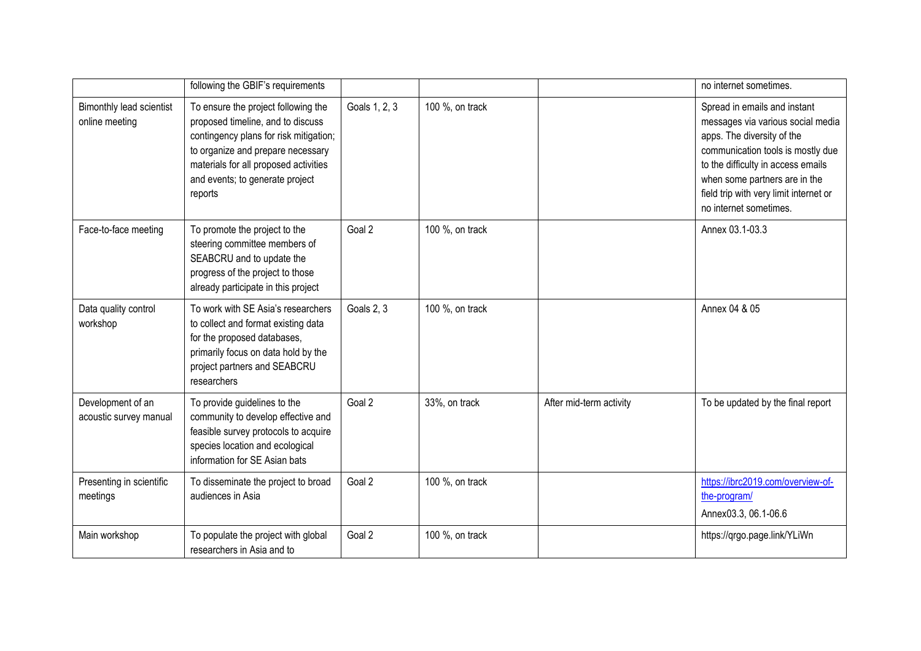| | following the GBIF's requirements | | | | no internet sometimes. |
|---|---|---|---|---|---|
| Bimonthly lead scientist online meeting | To ensure the project following the proposed timeline, and to discuss contingency plans for risk mitigation; to organize and prepare necessary materials for all proposed activities and events; to generate project reports | Goals 1, 2, 3 | 100 %, on track | | Spread in emails and instant messages via various social media apps. The diversity of the communication tools is mostly due to the difficulty in access emails when some partners are in the field trip with very limit internet or no internet sometimes. |
| Face-to-face meeting | To promote the project to the steering committee members of SEABCRU and to update the progress of the project to those already participate in this project | Goal 2 | 100 %, on track | | Annex 03.1-03.3 |
| Data quality control workshop | To work with SE Asia's researchers to collect and format existing data for the proposed databases, primarily focus on data hold by the project partners and SEABCRU researchers | Goals 2, 3 | 100 %, on track | | Annex 04 & 05 |
| Development of an acoustic survey manual | To provide guidelines to the community to develop effective and feasible survey protocols to acquire species location and ecological information for SE Asian bats | Goal 2 | 33%, on track | After mid-term activity | To be updated by the final report |
| Presenting in scientific meetings | To disseminate the project to broad audiences in Asia | Goal 2 | 100 %, on track | | https://ibrc2019.com/overview-of-the-program/ Annex03.3, 06.1-06.6 |
| Main workshop | To populate the project with global researchers in Asia and to | Goal 2 | 100 %, on track | | https://qrgo.page.link/YLiWn |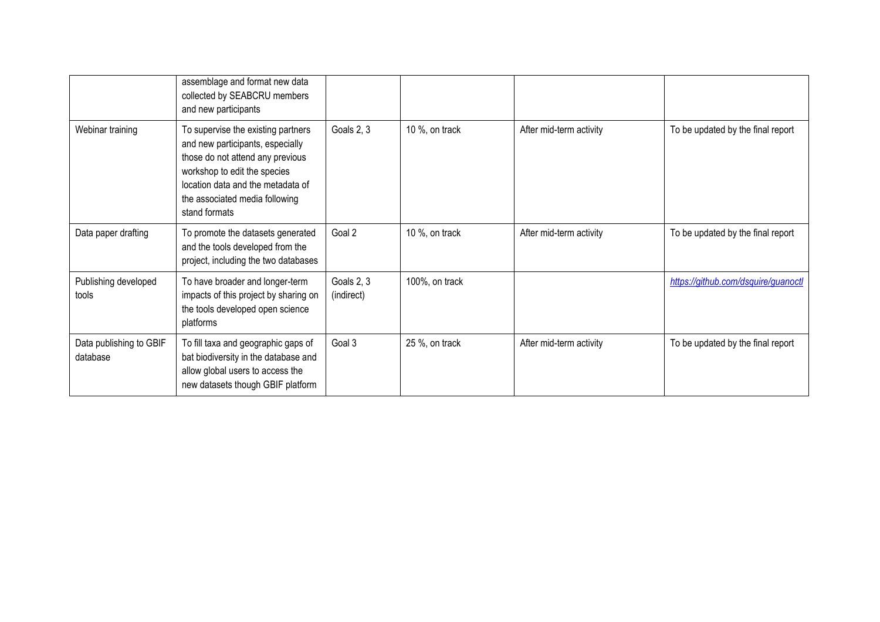| | | | | | |
|---|---|---|---|---|---|
| | assemblage and format new data collected by SEABCRU members and new participants | | | | |
| Webinar training | To supervise the existing partners and new participants, especially those do not attend any previous workshop to edit the species location data and the metadata of the associated media following stand formats | Goals 2, 3 | 10 %, on track | After mid-term activity | To be updated by the final report |
| Data paper drafting | To promote the datasets generated and the tools developed from the project, including the two databases | Goal 2 | 10 %, on track | After mid-term activity | To be updated by the final report |
| Publishing developed tools | To have broader and longer-term impacts of this project by sharing on the tools developed open science platforms | Goals 2, 3 (indirect) | 100%, on track | | *https://github.com/dsquire/guanoctl* |
| Data publishing to GBIF database | To fill taxa and geographic gaps of bat biodiversity in the database and allow global users to access the new datasets though GBIF platform | Goal 3 | 25 %, on track | After mid-term activity | To be updated by the final report |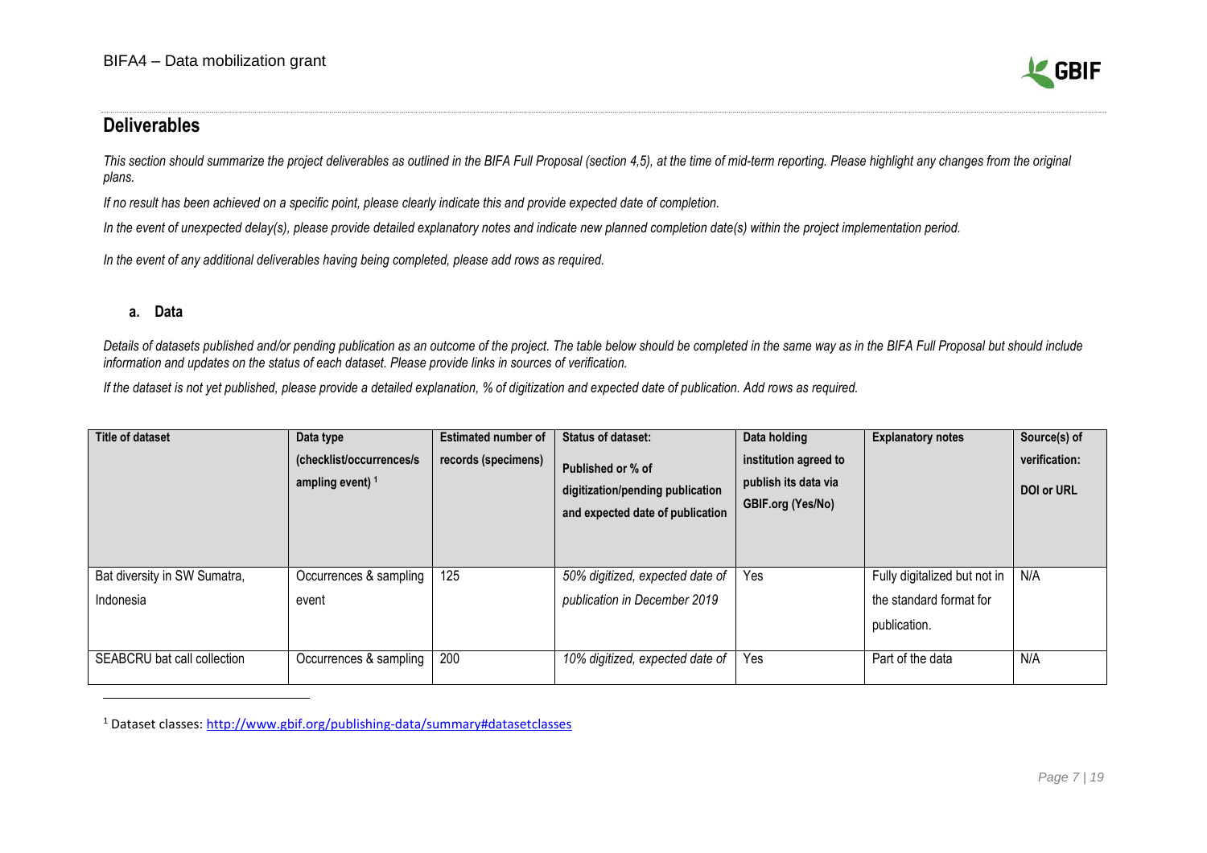## Deliverables

*This section should summarize the project deliverables as outlined in the BIFA Full Proposal (section 4,5), at the time of mid-term reporting. Please highlight any changes from the original plans.*

*If no result has been achieved on a specific point, please clearly indicate this and provide expected date of completion.*

*In the event of unexpected delay(s), please provide detailed explanatory notes and indicate new planned completion date(s) within the project implementation period.*

*In the event of any additional deliverables having being completed, please add rows as required.*

### a. Data

*Details of datasets published and/or pending publication as an outcome of the project. The table below should be completed in the same way as in the BIFA Full Proposal but should include information and updates on the status of each dataset. Please provide links in sources of verification.*

*If the dataset is not yet published, please provide a detailed explanation, % of digitization and expected date of publication. Add rows as required.*

| Title of dataset | Data type (checklist/occurrences/sampling event) [1] | Estimated number of records (specimens) | Status of dataset: Published or % of digitization/pending publication and expected date of publication | Data holding institution agreed to publish its data via GBIF.org (Yes/No) | Explanatory notes | Source(s) of verification: DOI or URL |
|---|---|---|---|---|---|---|
| Bat diversity in SW Sumatra, Indonesia | Occurrences & sampling event | 125 | *50% digitized, expected date of publication in December 2019* | Yes | Fully digitalized but not in the standard format for publication. | N/A |
| SEABCRU bat call collection | Occurrences & sampling | 200 | *10% digitized, expected date of* | Yes | Part of the data | N/A |

[1] Dataset classes: http://www.gbif.org/publishing-data/summary#datasetclasses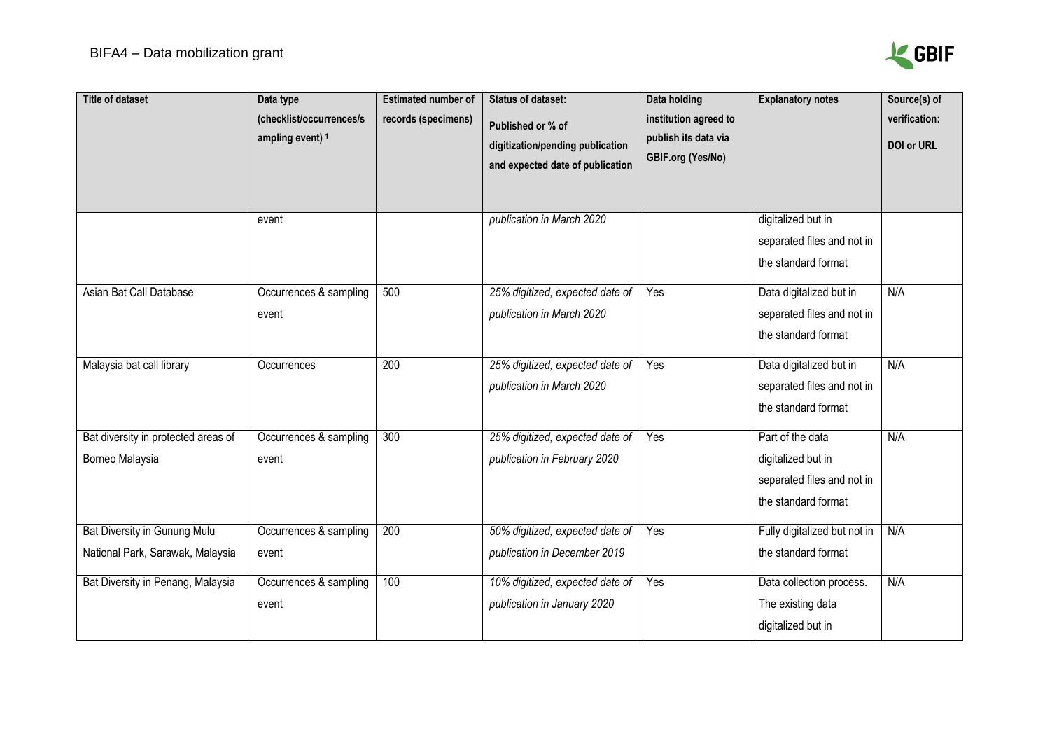| Title of dataset | Data type (checklist/occurrences/sampling event) [1] | Estimated number of records (specimens) | Status of dataset: Published or % of digitization/pending publication and expected date of publication | Data holding institution agreed to publish its data via GBIF.org (Yes/No) | Explanatory notes | Source(s) of verification: DOI or URL |
|---|---|---|---|---|---|---|
| | event | | *publication in March 2020* | | digitalized but in separated files and not in the standard format | |
| Asian Bat Call Database | Occurrences & sampling event | 500 | *25% digitized, expected date of publication in March 2020* | Yes | Data digitalized but in separated files and not in the standard format | N/A |
| Malaysia bat call library | Occurrences | 200 | *25% digitized, expected date of publication in March 2020* | Yes | Data digitalized but in separated files and not in the standard format | N/A |
| Bat diversity in protected areas of Borneo Malaysia | Occurrences & sampling event | 300 | *25% digitized, expected date of publication in February 2020* | Yes | Part of the data digitalized but in separated files and not in the standard format | N/A |
| Bat Diversity in Gunung Mulu National Park, Sarawak, Malaysia | Occurrences & sampling event | 200 | *50% digitized, expected date of publication in December 2019* | Yes | Fully digitalized but not in the standard format | N/A |
| Bat Diversity in Penang, Malaysia | Occurrences & sampling event | 100 | *10% digitized, expected date of publication in January 2020* | Yes | Data collection process. The existing data digitalized but in | N/A |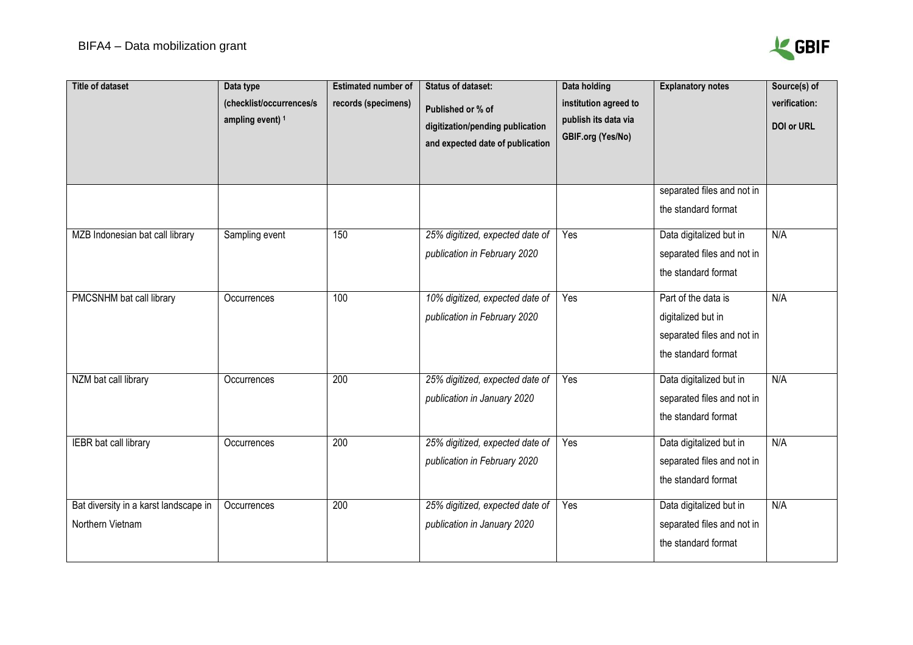| Title of dataset | Data type (checklist/occurrences/sampling event) [1] | Estimated number of records (specimens) | Status of dataset: Published or % of digitization/pending publication and expected date of publication | Data holding institution agreed to publish its data via GBIF.org (Yes/No) | Explanatory notes | Source(s) of verification: DOI or URL |
|---|---|---|---|---|---|---|
| | | | | | separated files and not in the standard format | |
| MZB Indonesian bat call library | Sampling event | 150 | *25% digitized, expected date of publication in February 2020* | Yes | Data digitalized but in separated files and not in the standard format | N/A |
| PMCSNHM bat call library | Occurrences | 100 | *10% digitized, expected date of publication in February 2020* | Yes | Part of the data is digitalized but in separated files and not in the standard format | N/A |
| NZM bat call library | Occurrences | 200 | *25% digitized, expected date of publication in January 2020* | Yes | Data digitalized but in separated files and not in the standard format | N/A |
| IEBR bat call library | Occurrences | 200 | *25% digitized, expected date of publication in February 2020* | Yes | Data digitalized but in separated files and not in the standard format | N/A |
| Bat diversity in a karst landscape in Northern Vietnam | Occurrences | 200 | *25% digitized, expected date of publication in January 2020* | Yes | Data digitalized but in separated files and not in the standard format | N/A |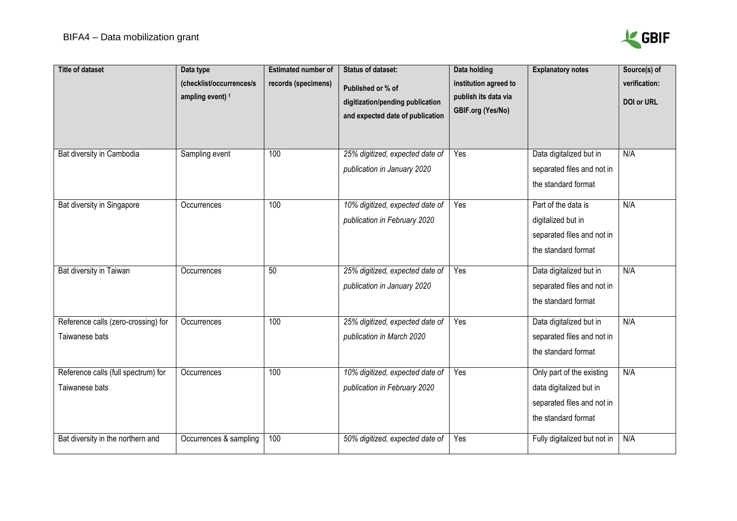| Title of dataset | Data type (checklist/occurrences/sampling event) [1] | Estimated number of records (specimens) | Status of dataset: Published or % of digitization/pending publication and expected date of publication | Data holding institution agreed to publish its data via GBIF.org (Yes/No) | Explanatory notes | Source(s) of verification: DOI or URL |
|---|---|---|---|---|---|---|
| Bat diversity in Cambodia | Sampling event | 100 | *25% digitized, expected date of publication in January 2020* | Yes | Data digitalized but in separated files and not in the standard format | N/A |
| Bat diversity in Singapore | Occurrences | 100 | *10% digitized, expected date of publication in February 2020* | Yes | Part of the data is digitalized but in separated files and not in the standard format | N/A |
| Bat diversity in Taiwan | Occurrences | 50 | *25% digitized, expected date of publication in January 2020* | Yes | Data digitalized but in separated files and not in the standard format | N/A |
| Reference calls (zero-crossing) for Taiwanese bats | Occurrences | 100 | *25% digitized, expected date of publication in March 2020* | Yes | Data digitalized but in separated files and not in the standard format | N/A |
| Reference calls (full spectrum) for Taiwanese bats | Occurrences | 100 | *10% digitized, expected date of publication in February 2020* | Yes | Only part of the existing data digitalized but in separated files and not in the standard format | N/A |
| Bat diversity in the northern and | Occurrences & sampling | 100 | *50% digitized, expected date of* | Yes | Fully digitalized but not in | N/A |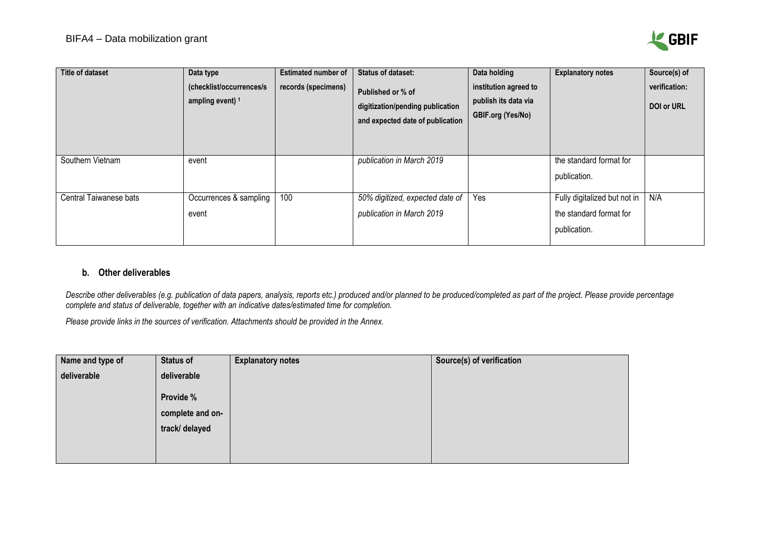| Title of dataset | Data type (checklist/occurrences/sampling event) [1] | Estimated number of records (specimens) | Status of dataset: Published or % of digitization/pending publication and expected date of publication | Data holding institution agreed to publish its data via GBIF.org (Yes/No) | Explanatory notes | Source(s) of verification: DOI or URL |
|---|---|---|---|---|---|---|
| Southern Vietnam | event | | *publication in March 2019* | | the standard format for publication. | |
| Central Taiwanese bats | Occurrences & sampling event | 100 | *50% digitized, expected date of publication in March 2019* | Yes | Fully digitalized but not in the standard format for publication. | N/A |

### b. Other deliverables

*Describe other deliverables (e.g. publication of data papers, analysis, reports etc.) produced and/or planned to be produced/completed as part of the project. Please provide percentage complete and status of deliverable, together with an indicative dates/estimated time for completion.*

*Please provide links in the sources of verification. Attachments should be provided in the Annex.*

| Name and type of deliverable | Status of deliverable Provide % complete and on-track/ delayed | Explanatory notes | Source(s) of verification |
|---|---|---|---|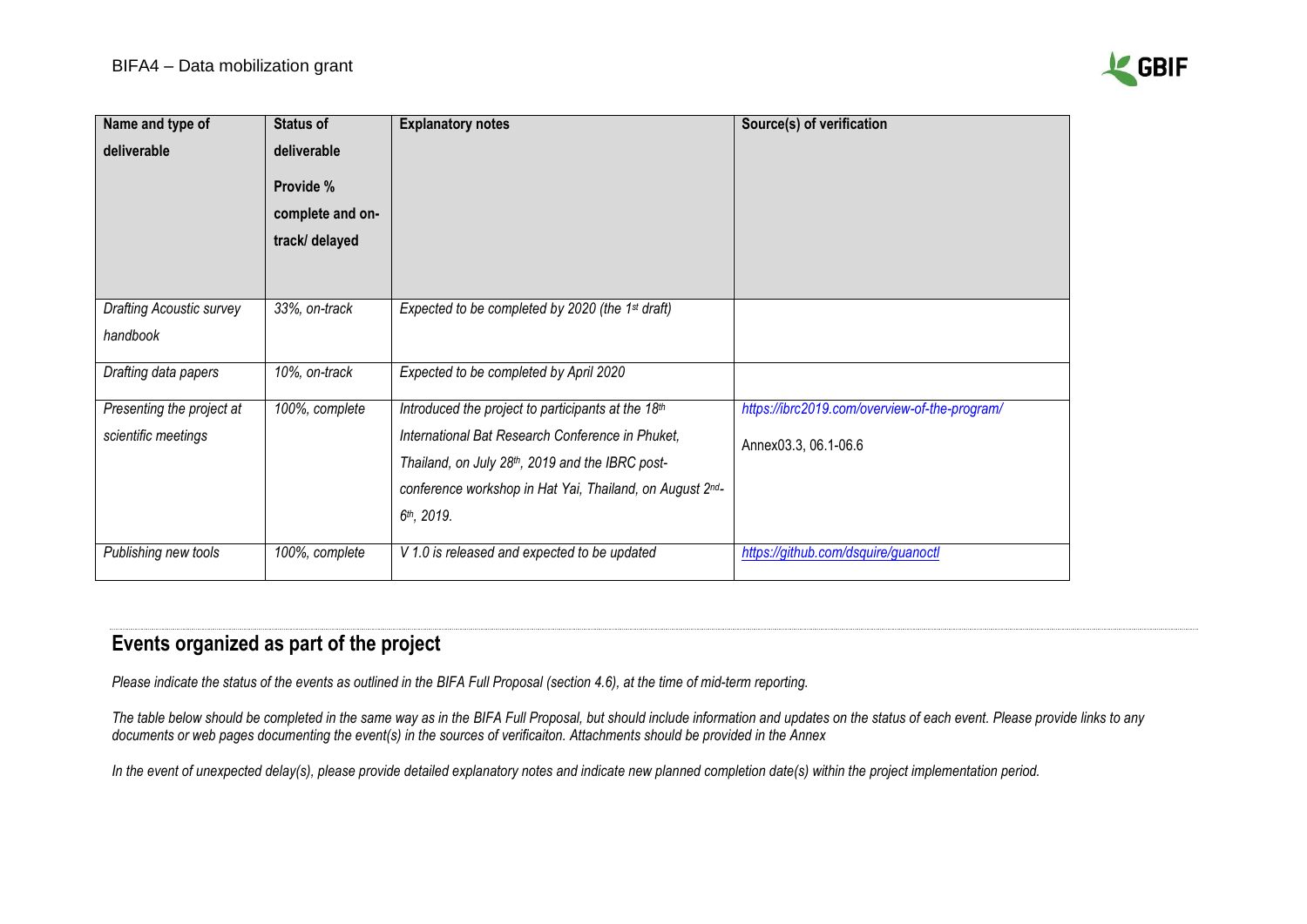| Name and type of deliverable | Status of deliverable Provide % complete and on-track/ delayed | Explanatory notes | Source(s) of verification |
|---|---|---|---|
| *Drafting Acoustic survey handbook* | *33%, on-track* | *Expected to be completed by 2020 (the 1st draft)* | |
| *Drafting data papers* | *10%, on-track* | *Expected to be completed by April 2020* | |
| *Presenting the project at scientific meetings* | *100%, complete* | *Introduced the project to participants at the 18th International Bat Research Conference in Phuket, Thailand, on July 28th, 2019 and the IBRC post-conference workshop in Hat Yai, Thailand, on August 2nd-6th, 2019.* | *https://ibrc2019.com/overview-of-the-program/* Annex03.3, 06.1-06.6 |
| *Publishing new tools* | *100%, complete* | *V 1.0 is released and expected to be updated* | *https://github.com/dsquire/guanoctl* |

## Events organized as part of the project

*Please indicate the status of the events as outlined in the BIFA Full Proposal (section 4.6), at the time of mid-term reporting.*

*The table below should be completed in the same way as in the BIFA Full Proposal, but should include information and updates on the status of each event. Please provide links to any documents or web pages documenting the event(s) in the sources of verificaiton. Attachments should be provided in the Annex*

*In the event of unexpected delay(s), please provide detailed explanatory notes and indicate new planned completion date(s) within the project implementation period.*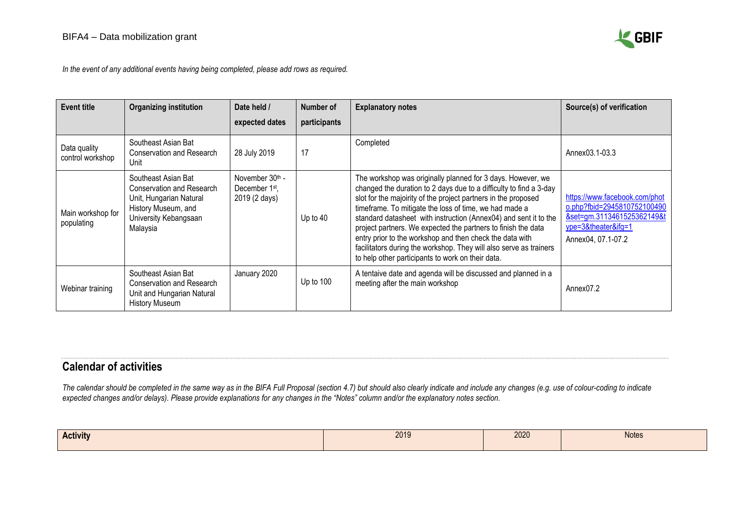*In the event of any additional events having being completed, please add rows as required.*

| Event title | Organizing institution | Date held / expected dates | Number of participants | Explanatory notes | Source(s) of verification |
|---|---|---|---|---|---|
| Data quality control workshop | Southeast Asian Bat Conservation and Research Unit | 28 July 2019 | 17 | Completed | Annex03.1-03.3 |
| Main workshop for populating | Southeast Asian Bat Conservation and Research Unit, Hungarian Natural History Museum, and University Kebangsaan Malaysia | November 30th - December 1st, 2019 (2 days) | Up to 40 | The workshop was originally planned for 3 days. However, we changed the duration to 2 days due to a difficulty to find a 3-day slot for the majoirity of the project partners in the proposed timeframe. To mitigate the loss of time, we had made a standard datasheet with instruction (Annex04) and sent it to the project partners. We expected the partners to finish the data entry prior to the workshop and then check the data with facilitators during the workshop. They will also serve as trainers to help other participants to work on their data. | https://www.facebook.com/photo.php?fbid=2945810752100490&set=gm.3113461525362149&type=3&theater&ifg=1 Annex04, 07.1-07.2 |
| Webinar training | Southeast Asian Bat Conservation and Research Unit and Hungarian Natural History Museum | January 2020 | Up to 100 | A tentaive date and agenda will be discussed and planned in a meeting after the main workshop | Annex07.2 |

## Calendar of activities

*The calendar should be completed in the same way as in the BIFA Full Proposal (section 4.7) but should also clearly indicate and include any changes (e.g. use of colour-coding to indicate expected changes and/or delays). Please provide explanations for any changes in the "Notes" column and/or the explanatory notes section.*

| **Activity** | 2019 | 2020 | Notes |
|---|---|---|---|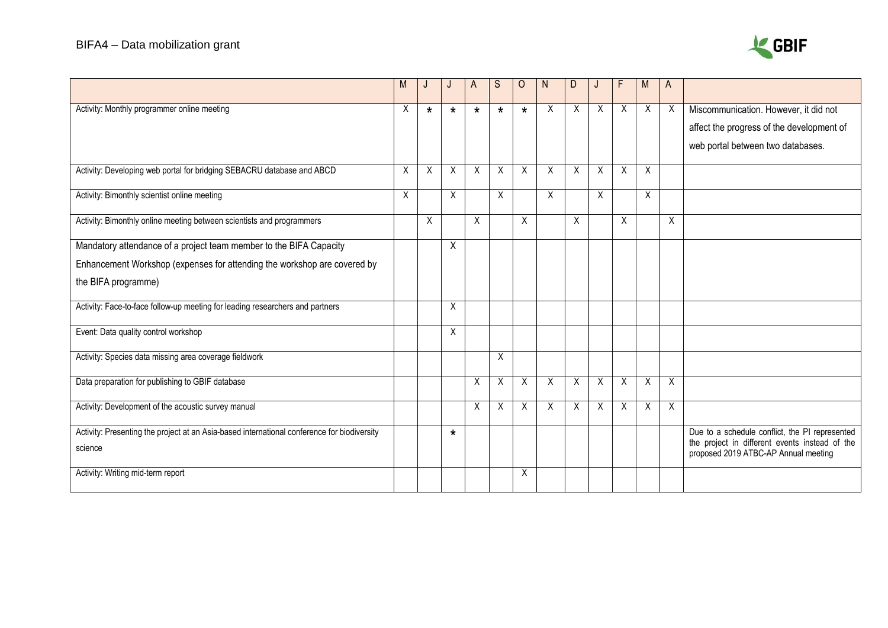| | M | J | J | A | S | O | N | D | J | F | M | A | |
|---|---|---|---|---|---|---|---|---|---|---|---|---|---|
| Activity: Monthly programmer online meeting | X | * | * | * | * | * | X | X | X | X | X | X | Miscommunication. However, it did not affect the progress of the development of web portal between two databases. |
| Activity: Developing web portal for bridging SEBACRU database and ABCD | X | X | X | X | X | X | X | X | X | X | X | | |
| Activity: Bimonthly scientist online meeting | X | | X | | X | | X | | X | | X | | |
| Activity: Bimonthly online meeting between scientists and programmers | | X | | X | | X | | X | | X | | X | |
| Mandatory attendance of a project team member to the BIFA Capacity Enhancement Workshop (expenses for attending the workshop are covered by the BIFA programme) | | | X | | | | | | | | | | |
| Activity: Face-to-face follow-up meeting for leading researchers and partners | | | X | | | | | | | | | | |
| Event: Data quality control workshop | | | X | | | | | | | | | | |
| Activity: Species data missing area coverage fieldwork | | | | | X | | | | | | | | |
| Data preparation for publishing to GBIF database | | | | X | X | X | X | X | X | X | X | X | |
| Activity: Development of the acoustic survey manual | | | | X | X | X | X | X | X | X | X | X | |
| Activity: Presenting the project at an Asia-based international conference for biodiversity science | | | * | | | | | | | | | | Due to a schedule conflict, the PI represented the project in different events instead of the proposed 2019 ATBC-AP Annual meeting |
| Activity: Writing mid-term report | | | | | | X | | | | | | | |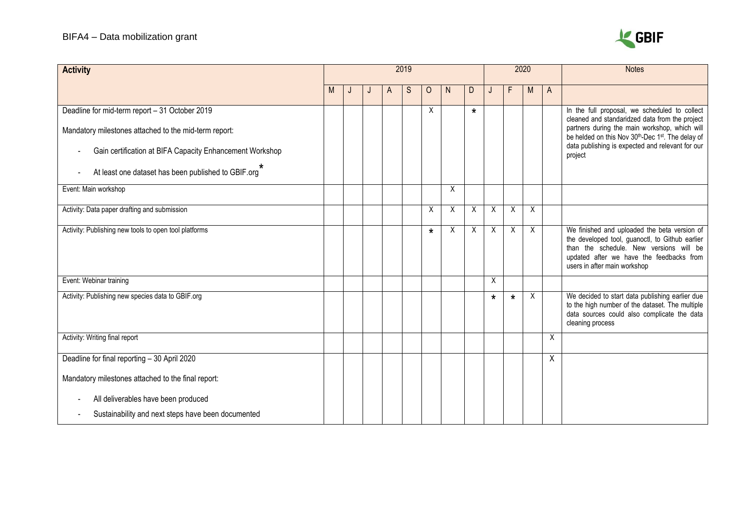BIFA4 – Data mobilization grant

| Activity | 2019 | | | | | | | | 2020 | | | | Notes |
|---|---|---|---|---|---|---|---|---|---|---|---|---|---|
| | M | J | J | A | S | O | N | D | J | F | M | A | |
| Deadline for mid-term report – 31 October 2019<br><br>Mandatory milestones attached to the mid-term report:<br><br>- Gain certification at BIFA Capacity Enhancement Workshop<br><br>- At least one dataset has been published to GBIF.org* | | | | | | X | | * | | | | | In the full proposal, we scheduled to collect cleaned and standaridzed data from the project partners during the main workshop, which will be helded on this Nov 30th-Dec 1st. The delay of data publishing is expected and relevant for our project |
| Event: Main workshop | | | | | | | X | | | | | | |
| Activity: Data paper drafting and submission | | | | | | X | X | X | X | X | X | | |
| Activity: Publishing new tools to open tool platforms | | | | | | * | X | X | X | X | X | | We finished and uploaded the beta version of the developed tool, guanoctl, to Github earlier than the schedule. New versions will be updated after we have the feedbacks from users in after main workshop |
| Event: Webinar training | | | | | | | | | X | | | | |
| Activity: Publishing new species data to GBIF.org | | | | | | | | | * | * | X | | We decided to start data publishing earlier due to the high number of the dataset. The multiple data sources could also complicate the data cleaning process |
| Activity: Writing final report | | | | | | | | | | | | X | |
| Deadline for final reporting – 30 April 2020<br><br>Mandatory milestones attached to the final report:<br><br>- All deliverables have been produced<br><br>- Sustainability and next steps have been documented | | | | | | | | | | | | X | |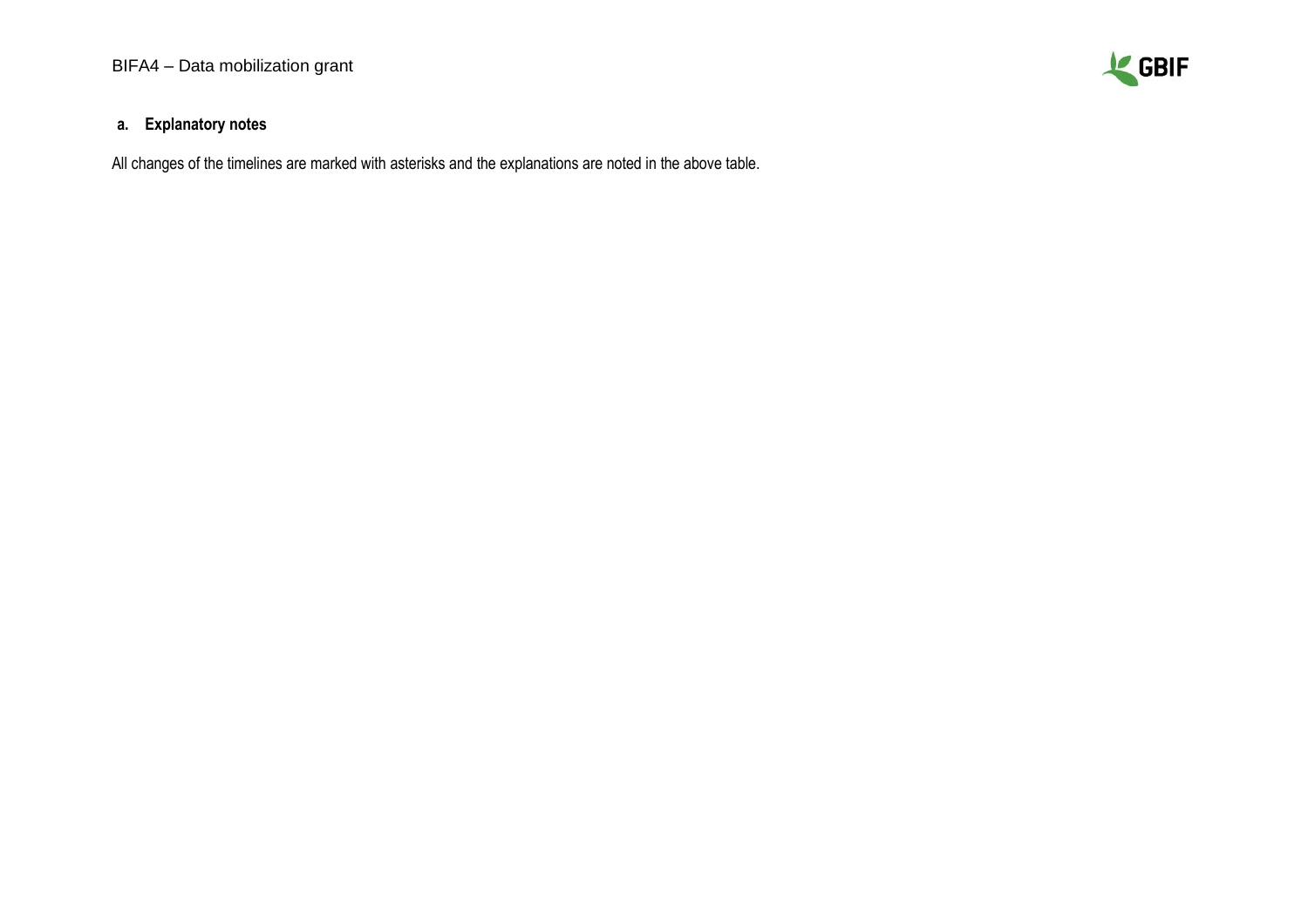### a. Explanatory notes

All changes of the timelines are marked with asterisks and the explanations are noted in the above table.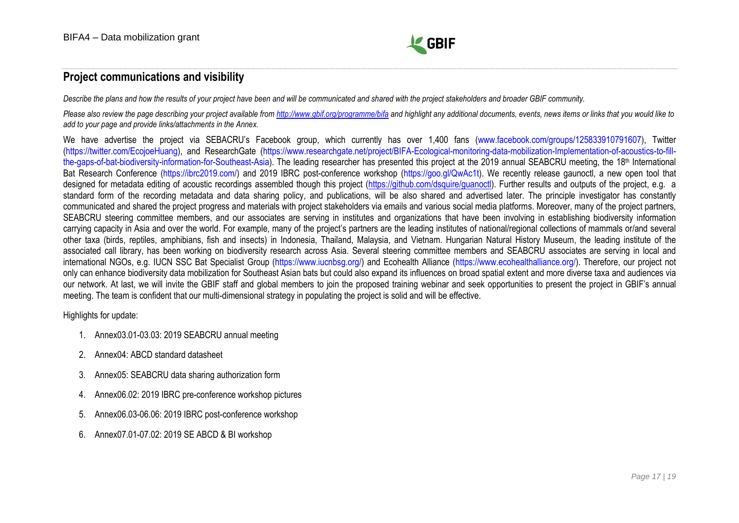## Project communications and visibility

*Describe the plans and how the results of your project have been and will be communicated and shared with the project stakeholders and broader GBIF community.*

*Please also review the page describing your project available from [http://www.gbif.org/programme/bifa](http://www.gbif.org/programme/bifa) and highlight any additional documents, events, news items or links that you would like to add to your page and provide links/attachments in the Annex.*

We have advertise the project via SEBACRU's Facebook group, which currently has over 1,400 fans (www.facebook.com/groups/125833910791607), Twitter (https://twitter.com/EcojoeHuang), and ResearchGate (https://www.researchgate.net/project/BIFA-Ecological-monitoring-data-mobilization-Implementation-of-acoustics-to-fill-the-gaps-of-bat-biodiversity-information-for-Southeast-Asia). The leading researcher has presented this project at the 2019 annual SEABCRU meeting, the 18th International Bat Research Conference (https://ibrc2019.com/) and 2019 IBRC post-conference workshop (https://goo.gl/QwAc1t). We recently release gaunoctl, a new open tool that designed for metadata editing of acoustic recordings assembled though this project ([https://github.com/dsquire/guanoctl](https://github.com/dsquire/guanoctl)). Further results and outputs of the project, e.g. a standard form of the recording metadata and data sharing policy, and publications, will be also shared and advertised later. The principle investigator has constantly communicated and shared the project progress and materials with project stakeholders via emails and various social media platforms. Moreover, many of the project partners, SEABCRU steering committee members, and our associates are serving in institutes and organizations that have been involving in establishing biodiversity information carrying capacity in Asia and over the world. For example, many of the project's partners are the leading institutes of national/regional collections of mammals or/and several other taxa (birds, reptiles, amphibians, fish and insects) in Indonesia, Thailand, Malaysia, and Vietnam. Hungarian Natural History Museum, the leading institute of the associated call library, has been working on biodiversity research across Asia. Several steering committee members and SEABCRU associates are serving in local and international NGOs, e.g. IUCN SSC Bat Specialist Group (https://www.iucnbsg.org/) and Ecohealth Alliance (https://www.ecohealthalliance.org/). Therefore, our project not only can enhance biodiversity data mobilization for Southeast Asian bats but could also expand its influences on broad spatial extent and more diverse taxa and audiences via our network. At last, we will invite the GBIF staff and global members to join the proposed training webinar and seek opportunities to present the project in GBIF's annual meeting. The team is confident that our multi-dimensional strategy in populating the project is solid and will be effective.

Highlights for update:

1. Annex03.01-03.03: 2019 SEABCRU annual meeting
2. Annex04: ABCD standard datasheet
3. Annex05: SEABCRU data sharing authorization form
4. Annex06.02: 2019 IBRC pre-conference workshop pictures
5. Annex06.03-06.06: 2019 IBRC post-conference workshop
6. Annex07.01-07.02: 2019 SE ABCD & BI workshop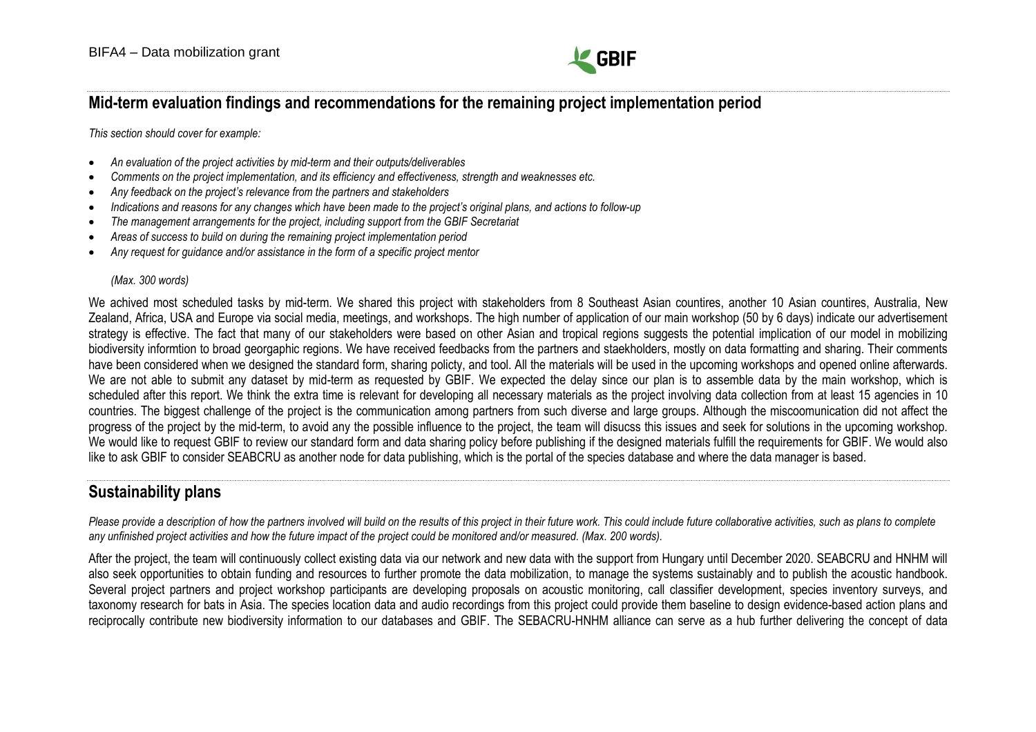## Mid-term evaluation findings and recommendations for the remaining project implementation period

*This section should cover for example:*

- *An evaluation of the project activities by mid-term and their outputs/deliverables*
- *Comments on the project implementation, and its efficiency and effectiveness, strength and weaknesses etc.*
- *Any feedback on the project's relevance from the partners and stakeholders*
- *Indications and reasons for any changes which have been made to the project's original plans, and actions to follow-up*
- *The management arrangements for the project, including support from the GBIF Secretariat*
- *Areas of success to build on during the remaining project implementation period*
- *Any request for guidance and/or assistance in the form of a specific project mentor*

*(Max. 300 words)*

We achived most scheduled tasks by mid-term. We shared this project with stakeholders from 8 Southeast Asian countires, another 10 Asian countires, Australia, New Zealand, Africa, USA and Europe via social media, meetings, and workshops. The high number of application of our main workshop (50 by 6 days) indicate our advertisement strategy is effective. The fact that many of our stakeholders were based on other Asian and tropical regions suggests the potential implication of our model in mobilizing biodiversity informtion to broad georgaphic regions. We have received feedbacks from the partners and staekholders, mostly on data formatting and sharing. Their comments have been considered when we designed the standard form, sharing policty, and tool. All the materials will be used in the upcoming workshops and opened online afterwards. We are not able to submit any dataset by mid-term as requested by GBIF. We expected the delay since our plan is to assemble data by the main workshop, which is scheduled after this report. We think the extra time is relevant for developing all necessary materials as the project involving data collection from at least 15 agencies in 10 countries. The biggest challenge of the project is the communication among partners from such diverse and large groups. Although the miscoomunication did not affect the progress of the project by the mid-term, to avoid any the possible influence to the project, the team will disucss this issues and seek for solutions in the upcoming workshop. We would like to request GBIF to review our standard form and data sharing policy before publishing if the designed materials fulfill the requirements for GBIF. We would also like to ask GBIF to consider SEABCRU as another node for data publishing, which is the portal of the species database and where the data manager is based.

## Sustainability plans

*Please provide a description of how the partners involved will build on the results of this project in their future work. This could include future collaborative activities, such as plans to complete any unfinished project activities and how the future impact of the project could be monitored and/or measured. (Max. 200 words).*

After the project, the team will continuously collect existing data via our network and new data with the support from Hungary until December 2020. SEABCRU and HNHM will also seek opportunities to obtain funding and resources to further promote the data mobilization, to manage the systems sustainably and to publish the acoustic handbook. Several project partners and project workshop participants are developing proposals on acoustic monitoring, call classifier development, species inventory surveys, and taxonomy research for bats in Asia. The species location data and audio recordings from this project could provide them baseline to design evidence-based action plans and reciprocally contribute new biodiversity information to our databases and GBIF. The SEBACRU-HNHM alliance can serve as a hub further delivering the concept of data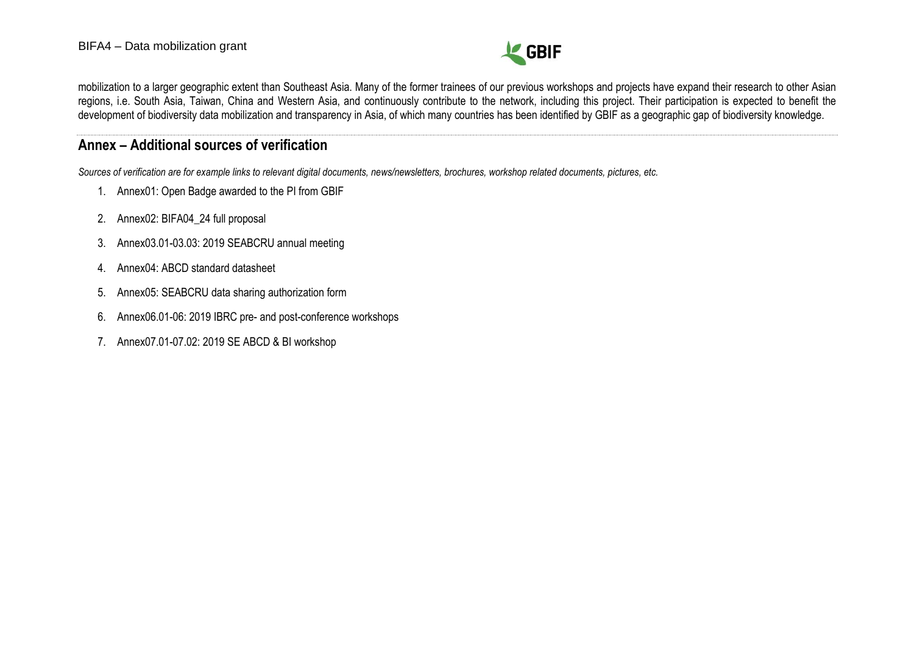mobilization to a larger geographic extent than Southeast Asia. Many of the former trainees of our previous workshops and projects have expand their research to other Asian regions, i.e. South Asia, Taiwan, China and Western Asia, and continuously contribute to the network, including this project. Their participation is expected to benefit the development of biodiversity data mobilization and transparency in Asia, of which many countries has been identified by GBIF as a geographic gap of biodiversity knowledge.

## Annex – Additional sources of verification

*Sources of verification are for example links to relevant digital documents, news/newsletters, brochures, workshop related documents, pictures, etc.*

1. Annex01: Open Badge awarded to the PI from GBIF
2. Annex02: BIFA04_24 full proposal
3. Annex03.01-03.03: 2019 SEABCRU annual meeting
4. Annex04: ABCD standard datasheet
5. Annex05: SEABCRU data sharing authorization form
6. Annex06.01-06: 2019 IBRC pre- and post-conference workshops
7. Annex07.01-07.02: 2019 SE ABCD & BI workshop